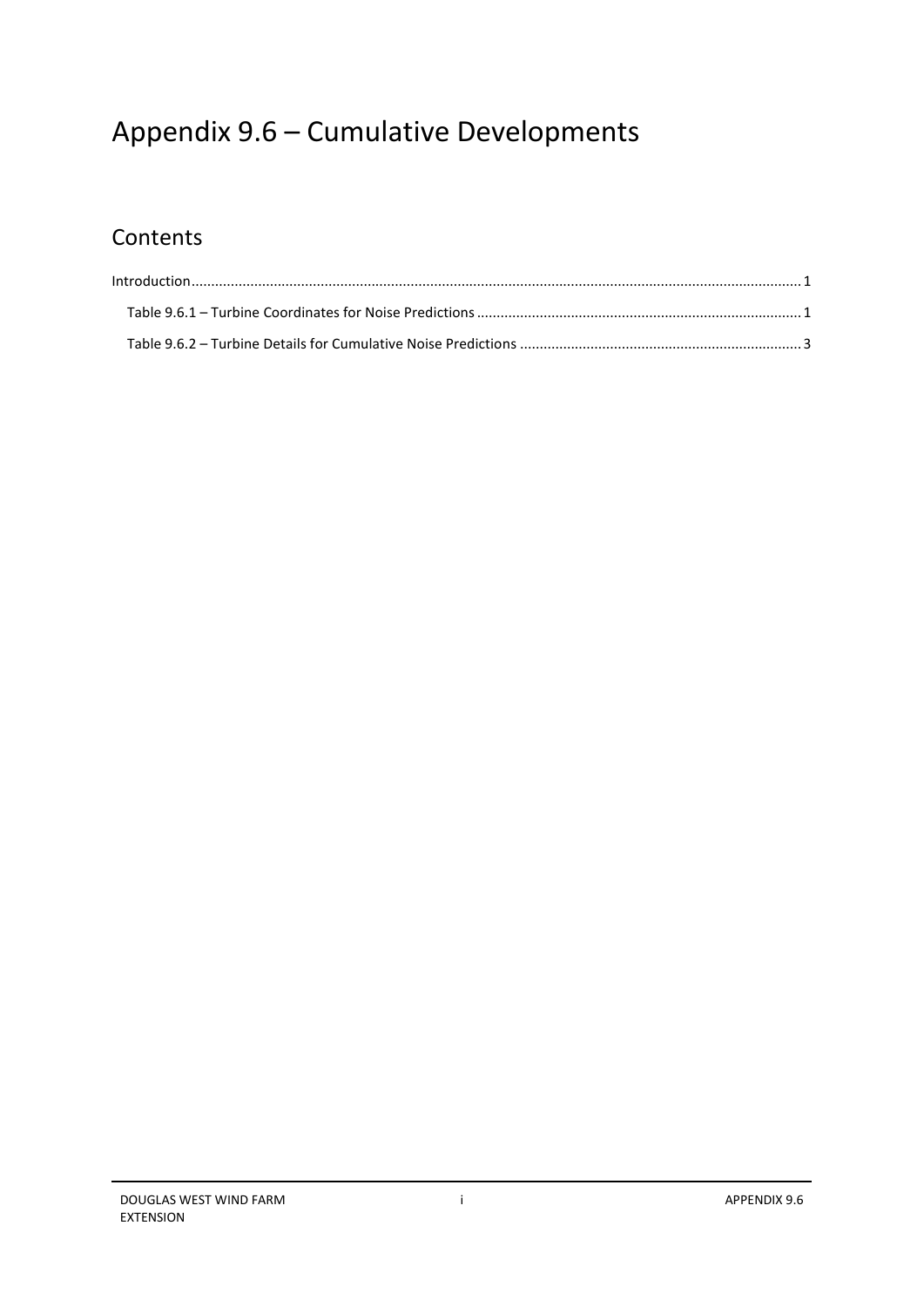# Appendix 9.6 – Cumulative Developments

## Contents

Introduction ........................................................................................................................................................ 1

Table 9.6.1 – Turbine Coordinates for Noise Predictions ................................................................................. 1

Table 9.6.2 – Turbine Details for Cumulative Noise Predictions ...................................................................... 3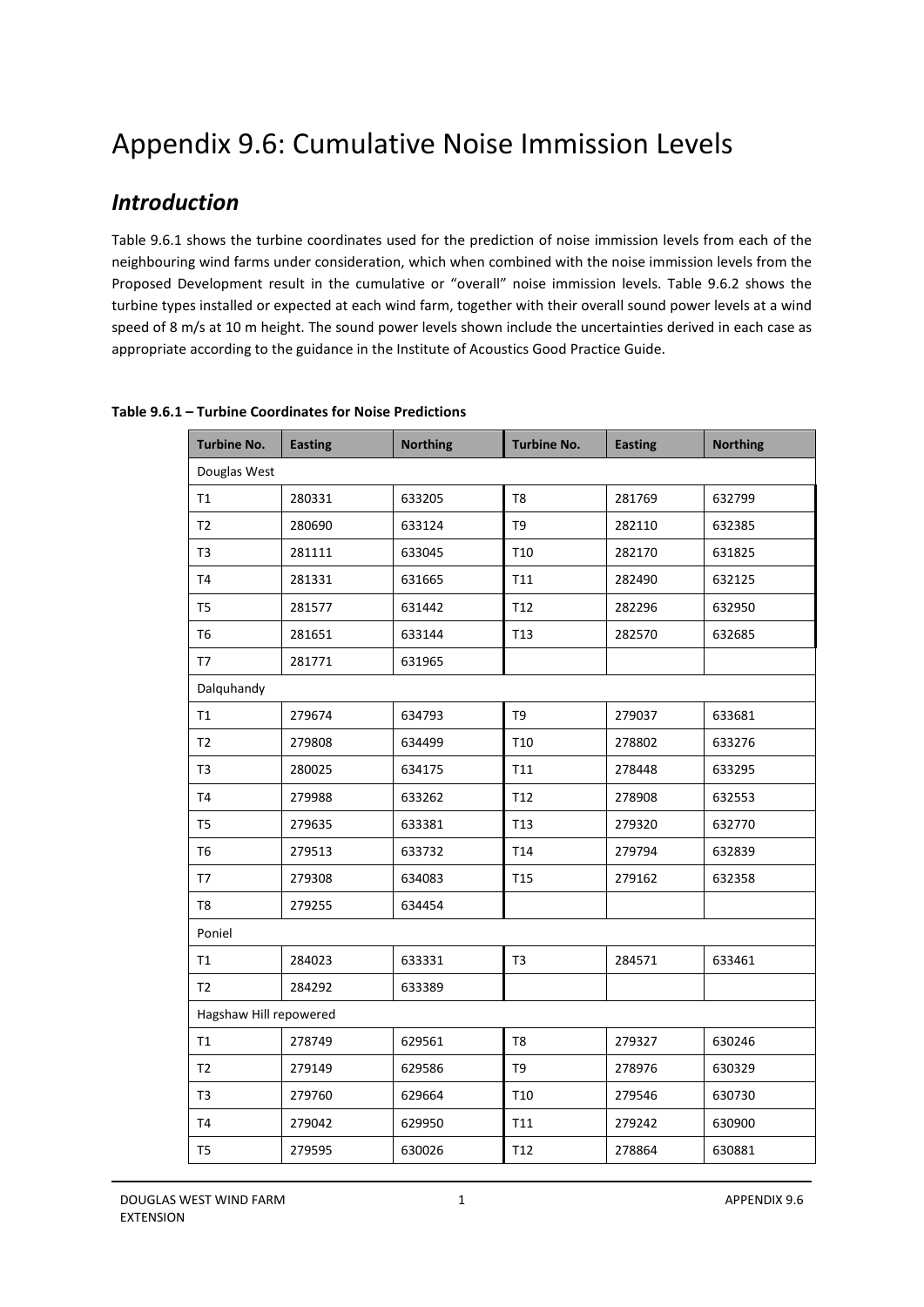# Appendix 9.6: Cumulative Noise Immission Levels

## *Introduction*

Table 9.6.1 shows the turbine coordinates used for the prediction of noise immission levels from each of the neighbouring wind farms under consideration, which when combined with the noise immission levels from the Proposed Development result in the cumulative or "overall" noise immission levels. Table 9.6.2 shows the turbine types installed or expected at each wind farm, together with their overall sound power levels at a wind speed of 8 m/s at 10 m height. The sound power levels shown include the uncertainties derived in each case as appropriate according to the guidance in the Institute of Acoustics Good Practice Guide.

**Table 9.6.1 – Turbine Coordinates for Noise Predictions**

| Turbine No. | Easting | Northing | Turbine No. | Easting | Northing |
|---|---|---|---|---|---|
| Douglas West | | | | | |
| T1 | 280331 | 633205 | T8 | 281769 | 632799 |
| T2 | 280690 | 633124 | T9 | 282110 | 632385 |
| T3 | 281111 | 633045 | T10 | 282170 | 631825 |
| T4 | 281331 | 631665 | T11 | 282490 | 632125 |
| T5 | 281577 | 631442 | T12 | 282296 | 632950 |
| T6 | 281651 | 633144 | T13 | 282570 | 632685 |
| T7 | 281771 | 631965 | | | |
| Dalquhandy | | | | | |
| T1 | 279674 | 634793 | T9 | 279037 | 633681 |
| T2 | 279808 | 634499 | T10 | 278802 | 633276 |
| T3 | 280025 | 634175 | T11 | 278448 | 633295 |
| T4 | 279988 | 633262 | T12 | 278908 | 632553 |
| T5 | 279635 | 633381 | T13 | 279320 | 632770 |
| T6 | 279513 | 633732 | T14 | 279794 | 632839 |
| T7 | 279308 | 634083 | T15 | 279162 | 632358 |
| T8 | 279255 | 634454 | | | |
| Poniel | | | | | |
| T1 | 284023 | 633331 | T3 | 284571 | 633461 |
| T2 | 284292 | 633389 | | | |
| Hagshaw Hill repowered | | | | | |
| T1 | 278749 | 629561 | T8 | 279327 | 630246 |
| T2 | 279149 | 629586 | T9 | 278976 | 630329 |
| T3 | 279760 | 629664 | T10 | 279546 | 630730 |
| T4 | 279042 | 629950 | T11 | 279242 | 630900 |
| T5 | 279595 | 630026 | T12 | 278864 | 630881 |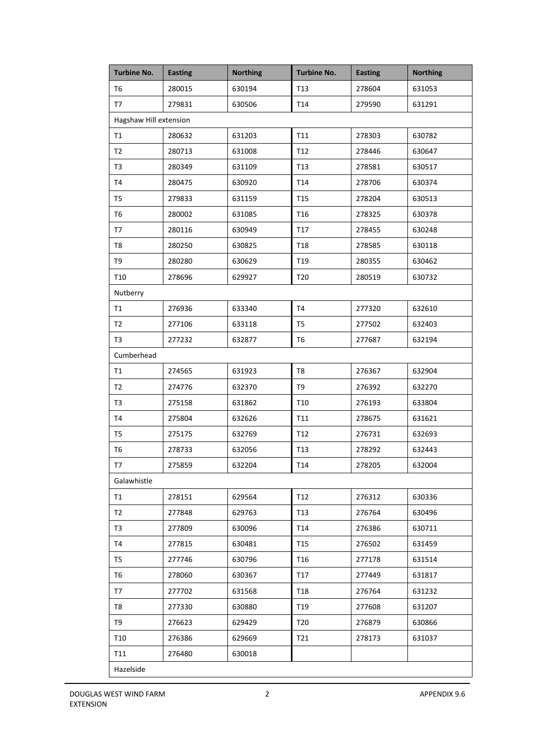| Turbine No. | Easting | Northing | Turbine No. | Easting | Northing |
|---|---|---|---|---|---|
| T6 | 280015 | 630194 | T13 | 278604 | 631053 |
| T7 | 279831 | 630506 | T14 | 279590 | 631291 |
| Hagshaw Hill extension | | | | | |
| T1 | 280632 | 631203 | T11 | 278303 | 630782 |
| T2 | 280713 | 631008 | T12 | 278446 | 630647 |
| T3 | 280349 | 631109 | T13 | 278581 | 630517 |
| T4 | 280475 | 630920 | T14 | 278706 | 630374 |
| T5 | 279833 | 631159 | T15 | 278204 | 630513 |
| T6 | 280002 | 631085 | T16 | 278325 | 630378 |
| T7 | 280116 | 630949 | T17 | 278455 | 630248 |
| T8 | 280250 | 630825 | T18 | 278585 | 630118 |
| T9 | 280280 | 630629 | T19 | 280355 | 630462 |
| T10 | 278696 | 629927 | T20 | 280519 | 630732 |
| Nutberry | | | | | |
| T1 | 276936 | 633340 | T4 | 277320 | 632610 |
| T2 | 277106 | 633118 | T5 | 277502 | 632403 |
| T3 | 277232 | 632877 | T6 | 277687 | 632194 |
| Cumberhead | | | | | |
| T1 | 274565 | 631923 | T8 | 276367 | 632904 |
| T2 | 274776 | 632370 | T9 | 276392 | 632270 |
| T3 | 275158 | 631862 | T10 | 276193 | 633804 |
| T4 | 275804 | 632626 | T11 | 278675 | 631621 |
| T5 | 275175 | 632769 | T12 | 276731 | 632693 |
| T6 | 278733 | 632056 | T13 | 278292 | 632443 |
| T7 | 275859 | 632204 | T14 | 278205 | 632004 |
| Galawhistle | | | | | |
| T1 | 278151 | 629564 | T12 | 276312 | 630336 |
| T2 | 277848 | 629763 | T13 | 276764 | 630496 |
| T3 | 277809 | 630096 | T14 | 276386 | 630711 |
| T4 | 277815 | 630481 | T15 | 276502 | 631459 |
| T5 | 277746 | 630796 | T16 | 277178 | 631514 |
| T6 | 278060 | 630367 | T17 | 277449 | 631817 |
| T7 | 277702 | 631568 | T18 | 276764 | 631232 |
| T8 | 277330 | 630880 | T19 | 277608 | 631207 |
| T9 | 276623 | 629429 | T20 | 276879 | 630866 |
| T10 | 276386 | 629669 | T21 | 278173 | 631037 |
| T11 | 276480 | 630018 | | | |
| Hazelside | | | | | |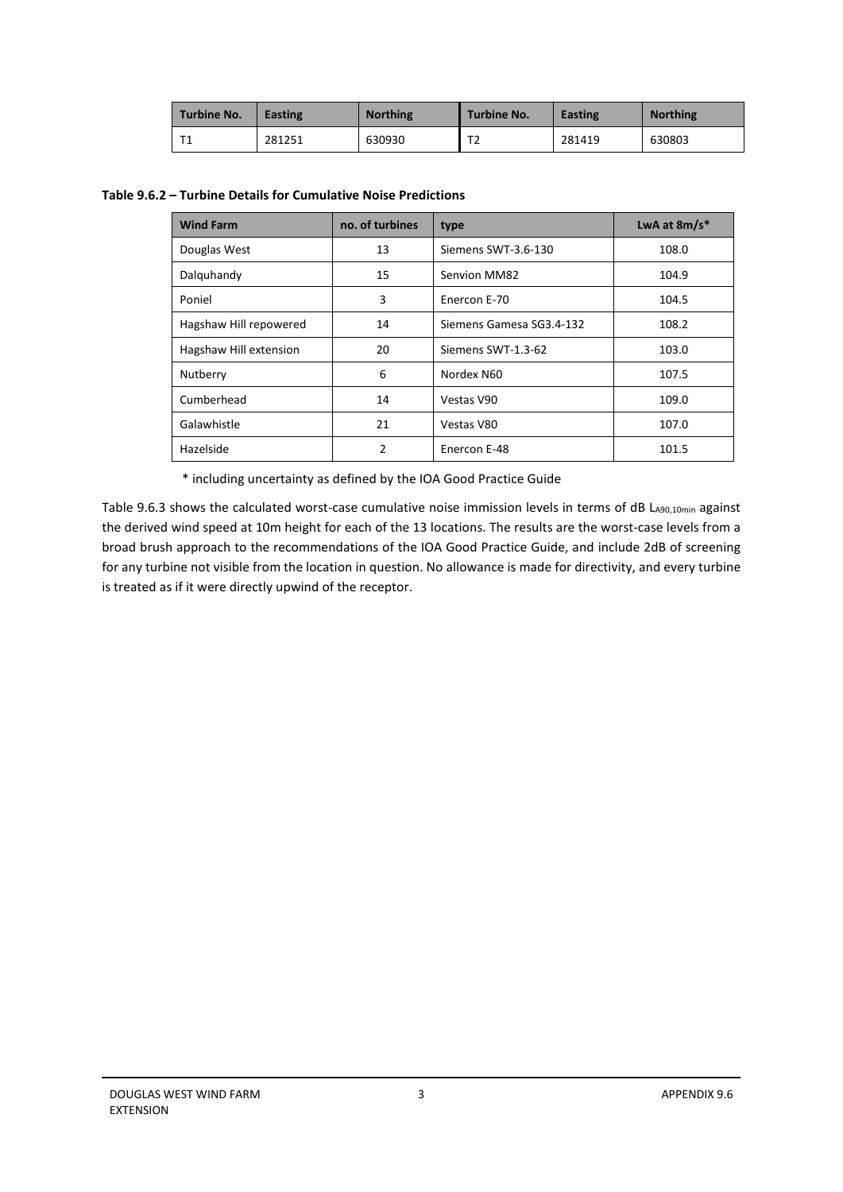| Turbine No. | Easting | Northing | Turbine No. | Easting | Northing |
|---|---|---|---|---|---|
| T1 | 281251 | 630930 | T2 | 281419 | 630803 |

**Table 9.6.2 – Turbine Details for Cumulative Noise Predictions**

| Wind Farm | no. of turbines | type | LwA at 8m/s* |
|---|---|---|---|
| Douglas West | 13 | Siemens SWT-3.6-130 | 108.0 |
| Dalquhandy | 15 | Senvion MM82 | 104.9 |
| Poniel | 3 | Enercon E-70 | 104.5 |
| Hagshaw Hill repowered | 14 | Siemens Gamesa SG3.4-132 | 108.2 |
| Hagshaw Hill extension | 20 | Siemens SWT-1.3-62 | 103.0 |
| Nutberry | 6 | Nordex N60 | 107.5 |
| Cumberhead | 14 | Vestas V90 | 109.0 |
| Galawhistle | 21 | Vestas V80 | 107.0 |
| Hazelside | 2 | Enercon E-48 | 101.5 |

\* including uncertainty as defined by the IOA Good Practice Guide

Table 9.6.3 shows the calculated worst-case cumulative noise immission levels in terms of dB $L_{A90,10min}$ against the derived wind speed at 10m height for each of the 13 locations. The results are the worst-case levels from a broad brush approach to the recommendations of the IOA Good Practice Guide, and include 2dB of screening for any turbine not visible from the location in question. No allowance is made for directivity, and every turbine is treated as if it were directly upwind of the receptor.